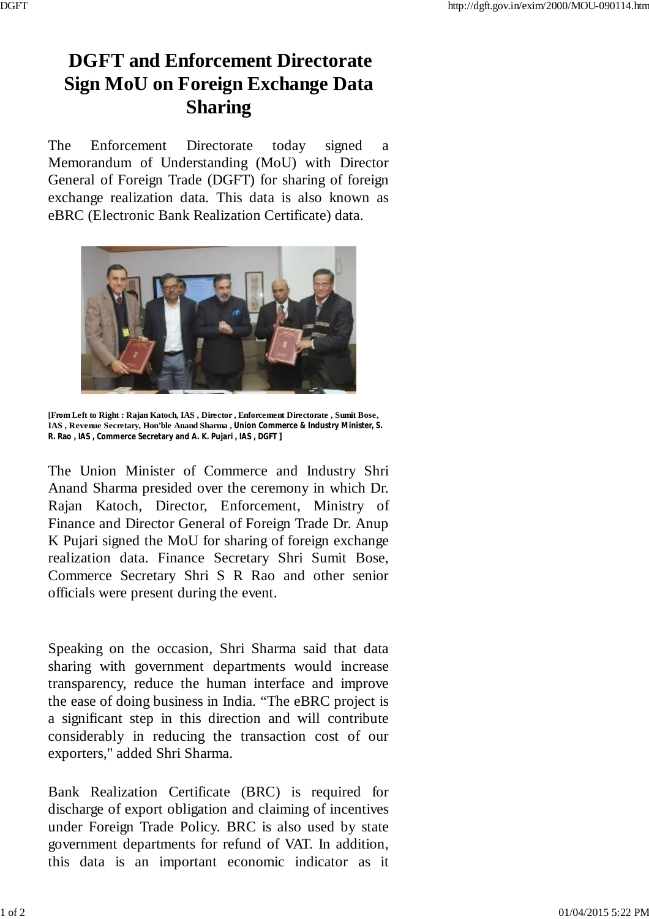# DGFT and Enforcement Directorate Sign MoU on Foreign Exchange Data Sharing

The Enforcement Directorate today signed a Memorandum of Understanding (MoU) with Director General of Foreign Trade (DGFT) for sharing of foreign exchange realization data. This data is also known as eBRC (Electronic Bank Realization Certificate) data.

**[From Left to Right : Rajan Katoch, IAS , Director , Enforcement Directorate , Sumit Bose, IAS , Revenue Secretary, Hon'ble Anand Sharma , Union Commerce & Industry Minister, S. R. Rao , IAS , Commerce Secretary and A. K. Pujari , IAS , DGFT ]**

The Union Minister of Commerce and Industry Shri Anand Sharma presided over the ceremony in which Dr. Rajan Katoch, Director, Enforcement, Ministry of Finance and Director General of Foreign Trade Dr. Anup K Pujari signed the MoU for sharing of foreign exchange realization data. Finance Secretary Shri Sumit Bose, Commerce Secretary Shri S R Rao and other senior officials were present during the event.

Speaking on the occasion, Shri Sharma said that data sharing with government departments would increase transparency, reduce the human interface and improve the ease of doing business in India. "The eBRC project is a significant step in this direction and will contribute considerably in reducing the transaction cost of our exporters," added Shri Sharma.

Bank Realization Certificate (BRC) is required for discharge of export obligation and claiming of incentives under Foreign Trade Policy. BRC is also used by state government departments for refund of VAT. In addition, this data is an important economic indicator as it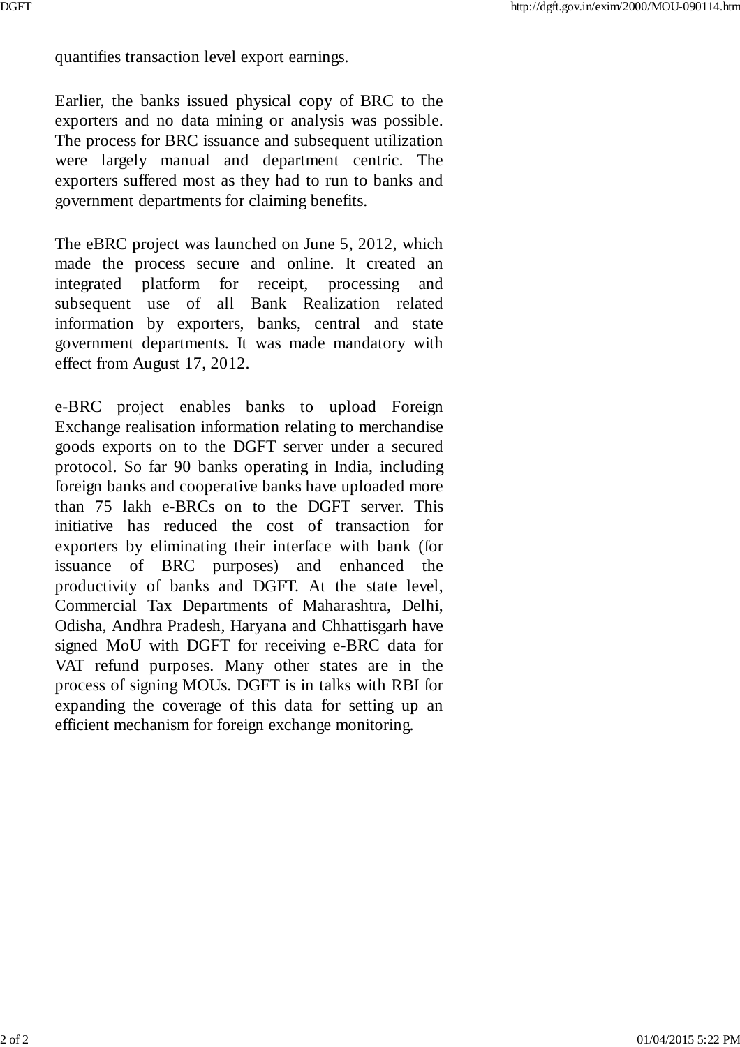quantifies transaction level export earnings.

Earlier, the banks issued physical copy of BRC to the exporters and no data mining or analysis was possible. The process for BRC issuance and subsequent utilization were largely manual and department centric. The exporters suffered most as they had to run to banks and government departments for claiming benefits.

The eBRC project was launched on June 5, 2012, which made the process secure and online. It created an integrated platform for receipt, processing and subsequent use of all Bank Realization related information by exporters, banks, central and state government departments. It was made mandatory with effect from August 17, 2012.

e-BRC project enables banks to upload Foreign Exchange realisation information relating to merchandise goods exports on to the DGFT server under a secured protocol. So far 90 banks operating in India, including foreign banks and cooperative banks have uploaded more than 75 lakh e-BRCs on to the DGFT server. This initiative has reduced the cost of transaction for exporters by eliminating their interface with bank (for issuance of BRC purposes) and enhanced the productivity of banks and DGFT. At the state level, Commercial Tax Departments of Maharashtra, Delhi, Odisha, Andhra Pradesh, Haryana and Chhattisgarh have signed MoU with DGFT for receiving e-BRC data for VAT refund purposes. Many other states are in the process of signing MOUs. DGFT is in talks with RBI for expanding the coverage of this data for setting up an efficient mechanism for foreign exchange monitoring.